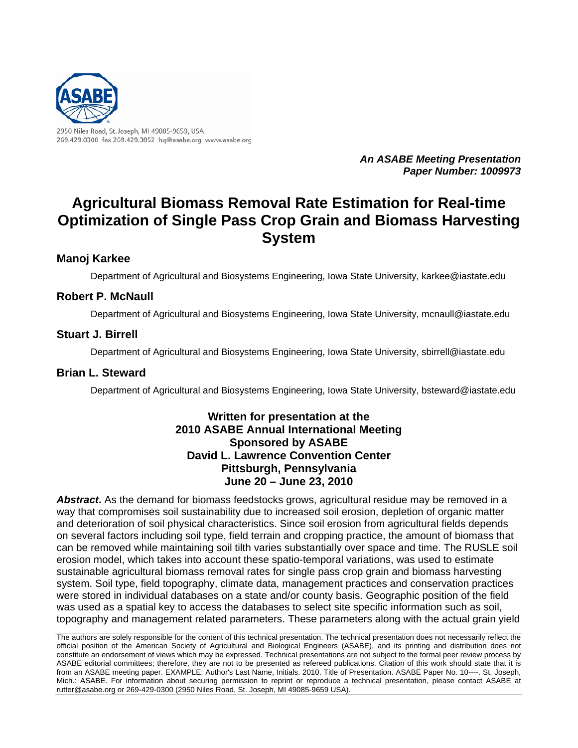2950 Niles Road, St. Joseph, MI 49085-9659, USA
269.429.0300 fax 269.429.3852 hq@asabe.org www.asabe.org

***An ASABE Meeting Presentation***
***Paper Number: 1009973***

# Agricultural Biomass Removal Rate Estimation for Real-time Optimization of Single Pass Crop Grain and Biomass Harvesting System

### Manoj Karkee

Department of Agricultural and Biosystems Engineering, Iowa State University, karkee@iastate.edu

### Robert P. McNaull

Department of Agricultural and Biosystems Engineering, Iowa State University, mcnaull@iastate.edu

### Stuart J. Birrell

Department of Agricultural and Biosystems Engineering, Iowa State University, sbirrell@iastate.edu

### Brian L. Steward

Department of Agricultural and Biosystems Engineering, Iowa State University, bsteward@iastate.edu

**Written for presentation at the**
**2010 ASABE Annual International Meeting**
**Sponsored by ASABE**
**David L. Lawrence Convention Center**
**Pittsburgh, Pennsylvania**
**June 20 – June 23, 2010**

***Abstract*.** As the demand for biomass feedstocks grows, agricultural residue may be removed in a way that compromises soil sustainability due to increased soil erosion, depletion of organic matter and deterioration of soil physical characteristics. Since soil erosion from agricultural fields depends on several factors including soil type, field terrain and cropping practice, the amount of biomass that can be removed while maintaining soil tilth varies substantially over space and time. The RUSLE soil erosion model, which takes into account these spatio-temporal variations, was used to estimate sustainable agricultural biomass removal rates for single pass crop grain and biomass harvesting system. Soil type, field topography, climate data, management practices and conservation practices were stored in individual databases on a state and/or county basis. Geographic position of the field was used as a spatial key to access the databases to select site specific information such as soil, topography and management related parameters. These parameters along with the actual grain yield

The authors are solely responsible for the content of this technical presentation. The technical presentation does not necessarily reflect the official position of the American Society of Agricultural and Biological Engineers (ASABE), and its printing and distribution does not constitute an endorsement of views which may be expressed. Technical presentations are not subject to the formal peer review process by ASABE editorial committees; therefore, they are not to be presented as refereed publications. Citation of this work should state that it is from an ASABE meeting paper. EXAMPLE: Author's Last Name, Initials. 2010. Title of Presentation. ASABE Paper No. 10----. St. Joseph, Mich.: ASABE. For information about securing permission to reprint or reproduce a technical presentation, please contact ASABE at rutter@asabe.org or 269-429-0300 (2950 Niles Road, St. Joseph, MI 49085-9659 USA).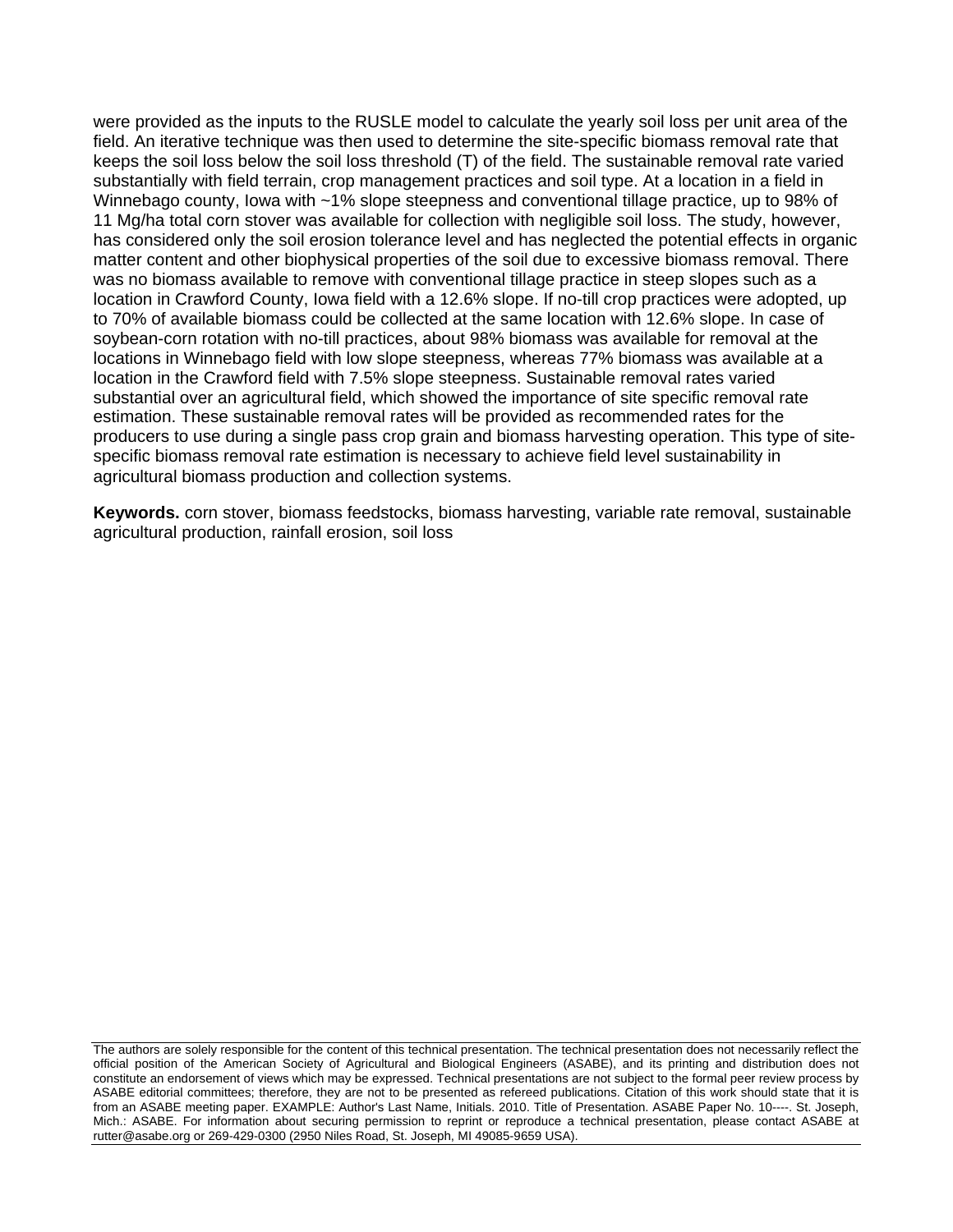were provided as the inputs to the RUSLE model to calculate the yearly soil loss per unit area of the field. An iterative technique was then used to determine the site-specific biomass removal rate that keeps the soil loss below the soil loss threshold (T) of the field. The sustainable removal rate varied substantially with field terrain, crop management practices and soil type. At a location in a field in Winnebago county, Iowa with ~1% slope steepness and conventional tillage practice, up to 98% of 11 Mg/ha total corn stover was available for collection with negligible soil loss. The study, however, has considered only the soil erosion tolerance level and has neglected the potential effects in organic matter content and other biophysical properties of the soil due to excessive biomass removal. There was no biomass available to remove with conventional tillage practice in steep slopes such as a location in Crawford County, Iowa field with a 12.6% slope. If no-till crop practices were adopted, up to 70% of available biomass could be collected at the same location with 12.6% slope. In case of soybean-corn rotation with no-till practices, about 98% biomass was available for removal at the locations in Winnebago field with low slope steepness, whereas 77% biomass was available at a location in the Crawford field with 7.5% slope steepness. Sustainable removal rates varied substantial over an agricultural field, which showed the importance of site specific removal rate estimation. These sustainable removal rates will be provided as recommended rates for the producers to use during a single pass crop grain and biomass harvesting operation. This type of site-specific biomass removal rate estimation is necessary to achieve field level sustainability in agricultural biomass production and collection systems.

**Keywords.** corn stover, biomass feedstocks, biomass harvesting, variable rate removal, sustainable agricultural production, rainfall erosion, soil loss

The authors are solely responsible for the content of this technical presentation. The technical presentation does not necessarily reflect the official position of the American Society of Agricultural and Biological Engineers (ASABE), and its printing and distribution does not constitute an endorsement of views which may be expressed. Technical presentations are not subject to the formal peer review process by ASABE editorial committees; therefore, they are not to be presented as refereed publications. Citation of this work should state that it is from an ASABE meeting paper. EXAMPLE: Author's Last Name, Initials. 2010. Title of Presentation. ASABE Paper No. 10----. St. Joseph, Mich.: ASABE. For information about securing permission to reprint or reproduce a technical presentation, please contact ASABE at rutter@asabe.org or 269-429-0300 (2950 Niles Road, St. Joseph, MI 49085-9659 USA).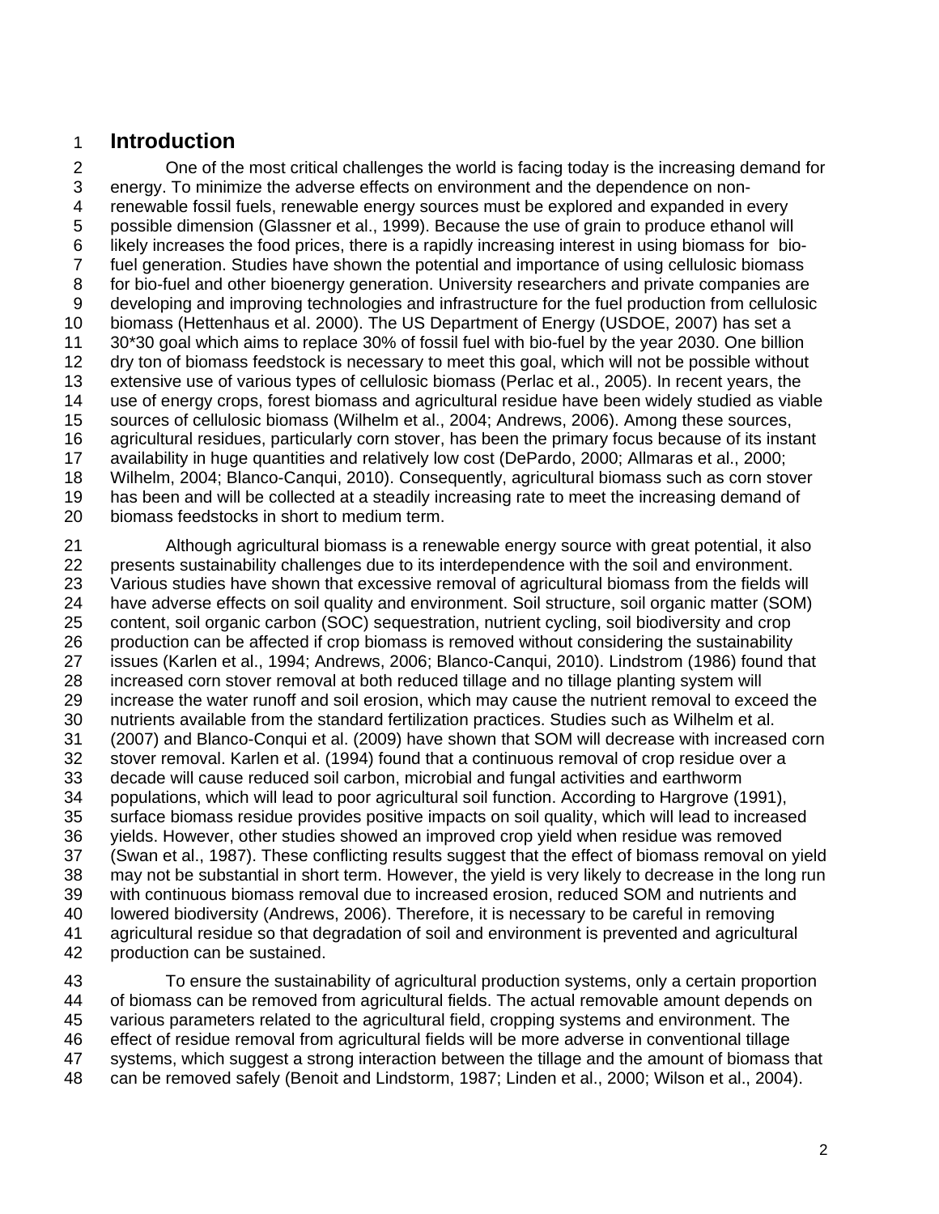## Introduction

One of the most critical challenges the world is facing today is the increasing demand for energy. To minimize the adverse effects on environment and the dependence on non-renewable fossil fuels, renewable energy sources must be explored and expanded in every possible dimension (Glassner et al., 1999). Because the use of grain to produce ethanol will likely increases the food prices, there is a rapidly increasing interest in using biomass for bio-fuel generation. Studies have shown the potential and importance of using cellulosic biomass for bio-fuel and other bioenergy generation. University researchers and private companies are developing and improving technologies and infrastructure for the fuel production from cellulosic biomass (Hettenhaus et al. 2000). The US Department of Energy (USDOE, 2007) has set a 30*30 goal which aims to replace 30% of fossil fuel with bio-fuel by the year 2030. One billion dry ton of biomass feedstock is necessary to meet this goal, which will not be possible without extensive use of various types of cellulosic biomass (Perlac et al., 2005). In recent years, the use of energy crops, forest biomass and agricultural residue have been widely studied as viable sources of cellulosic biomass (Wilhelm et al., 2004; Andrews, 2006). Among these sources, agricultural residues, particularly corn stover, has been the primary focus because of its instant availability in huge quantities and relatively low cost (DePardo, 2000; Allmaras et al., 2000; Wilhelm, 2004; Blanco-Canqui, 2010). Consequently, agricultural biomass such as corn stover has been and will be collected at a steadily increasing rate to meet the increasing demand of biomass feedstocks in short to medium term.

Although agricultural biomass is a renewable energy source with great potential, it also presents sustainability challenges due to its interdependence with the soil and environment. Various studies have shown that excessive removal of agricultural biomass from the fields will have adverse effects on soil quality and environment. Soil structure, soil organic matter (SOM) content, soil organic carbon (SOC) sequestration, nutrient cycling, soil biodiversity and crop production can be affected if crop biomass is removed without considering the sustainability issues (Karlen et al., 1994; Andrews, 2006; Blanco-Canqui, 2010). Lindstrom (1986) found that increased corn stover removal at both reduced tillage and no tillage planting system will increase the water runoff and soil erosion, which may cause the nutrient removal to exceed the nutrients available from the standard fertilization practices. Studies such as Wilhelm et al. (2007) and Blanco-Conqui et al. (2009) have shown that SOM will decrease with increased corn stover removal. Karlen et al. (1994) found that a continuous removal of crop residue over a decade will cause reduced soil carbon, microbial and fungal activities and earthworm populations, which will lead to poor agricultural soil function. According to Hargrove (1991), surface biomass residue provides positive impacts on soil quality, which will lead to increased yields. However, other studies showed an improved crop yield when residue was removed (Swan et al., 1987). These conflicting results suggest that the effect of biomass removal on yield may not be substantial in short term. However, the yield is very likely to decrease in the long run with continuous biomass removal due to increased erosion, reduced SOM and nutrients and lowered biodiversity (Andrews, 2006). Therefore, it is necessary to be careful in removing agricultural residue so that degradation of soil and environment is prevented and agricultural production can be sustained.

To ensure the sustainability of agricultural production systems, only a certain proportion of biomass can be removed from agricultural fields. The actual removable amount depends on various parameters related to the agricultural field, cropping systems and environment. The effect of residue removal from agricultural fields will be more adverse in conventional tillage systems, which suggest a strong interaction between the tillage and the amount of biomass that can be removed safely (Benoit and Lindstorm, 1987; Linden et al., 2000; Wilson et al., 2004).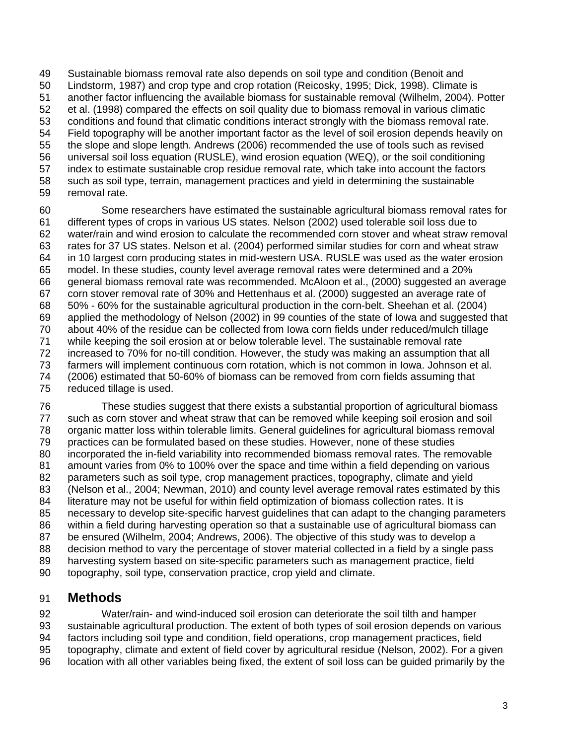Sustainable biomass removal rate also depends on soil type and condition (Benoit and Lindstorm, 1987) and crop type and crop rotation (Reicosky, 1995; Dick, 1998). Climate is another factor influencing the available biomass for sustainable removal (Wilhelm, 2004). Potter et al. (1998) compared the effects on soil quality due to biomass removal in various climatic conditions and found that climatic conditions interact strongly with the biomass removal rate. Field topography will be another important factor as the level of soil erosion depends heavily on the slope and slope length. Andrews (2006) recommended the use of tools such as revised universal soil loss equation (RUSLE), wind erosion equation (WEQ), or the soil conditioning index to estimate sustainable crop residue removal rate, which take into account the factors such as soil type, terrain, management practices and yield in determining the sustainable removal rate.

Some researchers have estimated the sustainable agricultural biomass removal rates for different types of crops in various US states. Nelson (2002) used tolerable soil loss due to water/rain and wind erosion to calculate the recommended corn stover and wheat straw removal rates for 37 US states. Nelson et al. (2004) performed similar studies for corn and wheat straw in 10 largest corn producing states in mid-western USA. RUSLE was used as the water erosion model. In these studies, county level average removal rates were determined and a 20% general biomass removal rate was recommended. McAloon et al., (2000) suggested an average corn stover removal rate of 30% and Hettenhaus et al. (2000) suggested an average rate of 50% - 60% for the sustainable agricultural production in the corn-belt. Sheehan et al. (2004) applied the methodology of Nelson (2002) in 99 counties of the state of Iowa and suggested that about 40% of the residue can be collected from Iowa corn fields under reduced/mulch tillage while keeping the soil erosion at or below tolerable level. The sustainable removal rate increased to 70% for no-till condition. However, the study was making an assumption that all farmers will implement continuous corn rotation, which is not common in Iowa. Johnson et al. (2006) estimated that 50-60% of biomass can be removed from corn fields assuming that reduced tillage is used.

These studies suggest that there exists a substantial proportion of agricultural biomass such as corn stover and wheat straw that can be removed while keeping soil erosion and soil organic matter loss within tolerable limits. General guidelines for agricultural biomass removal practices can be formulated based on these studies. However, none of these studies incorporated the in-field variability into recommended biomass removal rates. The removable amount varies from 0% to 100% over the space and time within a field depending on various parameters such as soil type, crop management practices, topography, climate and yield (Nelson et al., 2004; Newman, 2010) and county level average removal rates estimated by this literature may not be useful for within field optimization of biomass collection rates. It is necessary to develop site-specific harvest guidelines that can adapt to the changing parameters within a field during harvesting operation so that a sustainable use of agricultural biomass can be ensured (Wilhelm, 2004; Andrews, 2006). The objective of this study was to develop a decision method to vary the percentage of stover material collected in a field by a single pass harvesting system based on site-specific parameters such as management practice, field topography, soil type, conservation practice, crop yield and climate.

## Methods

Water/rain- and wind-induced soil erosion can deteriorate the soil tilth and hamper sustainable agricultural production. The extent of both types of soil erosion depends on various factors including soil type and condition, field operations, crop management practices, field topography, climate and extent of field cover by agricultural residue (Nelson, 2002). For a given location with all other variables being fixed, the extent of soil loss can be guided primarily by the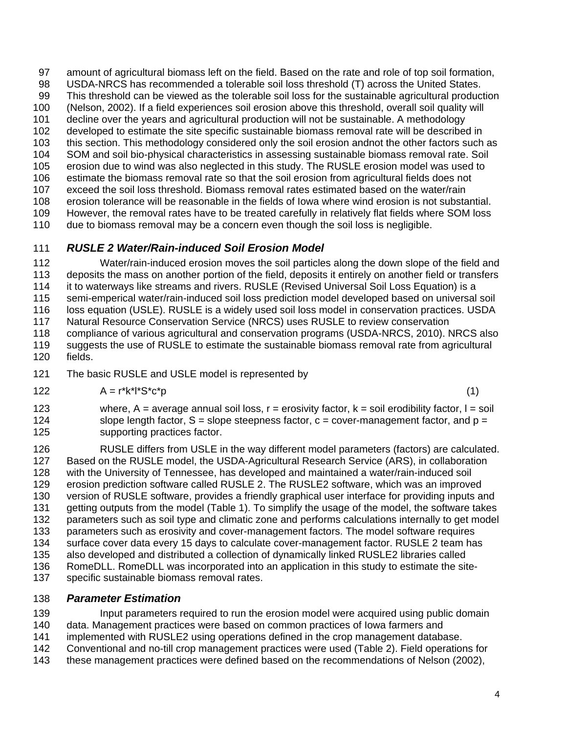amount of agricultural biomass left on the field. Based on the rate and role of top soil formation, USDA-NRCS has recommended a tolerable soil loss threshold (T) across the United States. This threshold can be viewed as the tolerable soil loss for the sustainable agricultural production (Nelson, 2002). If a field experiences soil erosion above this threshold, overall soil quality will decline over the years and agricultural production will not be sustainable. A methodology developed to estimate the site specific sustainable biomass removal rate will be described in this section. This methodology considered only the soil erosion andnot the other factors such as SOM and soil bio-physical characteristics in assessing sustainable biomass removal rate. Soil erosion due to wind was also neglected in this study. The RUSLE erosion model was used to estimate the biomass removal rate so that the soil erosion from agricultural fields does not exceed the soil loss threshold. Biomass removal rates estimated based on the water/rain erosion tolerance will be reasonable in the fields of Iowa where wind erosion is not substantial. However, the removal rates have to be treated carefully in relatively flat fields where SOM loss due to biomass removal may be a concern even though the soil loss is negligible.

### *RUSLE 2 Water/Rain-induced Soil Erosion Model*

Water/rain-induced erosion moves the soil particles along the down slope of the field and deposits the mass on another portion of the field, deposits it entirely on another field or transfers it to waterways like streams and rivers. RUSLE (Revised Universal Soil Loss Equation) is a semi-emperical water/rain-induced soil loss prediction model developed based on universal soil loss equation (USLE). RUSLE is a widely used soil loss model in conservation practices. USDA Natural Resource Conservation Service (NRCS) uses RUSLE to review conservation compliance of various agricultural and conservation programs (USDA-NRCS, 2010). NRCS also suggests the use of RUSLE to estimate the sustainable biomass removal rate from agricultural fields.

The basic RUSLE and USLE model is represented by

$$A = r*k*l*S*c*p \quad (1)$$

where, $A$ = average annual soil loss, $r$ = erosivity factor, $k$ = soil erodibility factor, $l$ = soil slope length factor, $S$ = slope steepness factor, $c$ = cover-management factor, and $p$ = supporting practices factor.

RUSLE differs from USLE in the way different model parameters (factors) are calculated. Based on the RUSLE model, the USDA-Agricultural Research Service (ARS), in collaboration with the University of Tennessee, has developed and maintained a water/rain-induced soil erosion prediction software called RUSLE 2. The RUSLE2 software, which was an improved version of RUSLE software, provides a friendly graphical user interface for providing inputs and getting outputs from the model (Table 1). To simplify the usage of the model, the software takes parameters such as soil type and climatic zone and performs calculations internally to get model parameters such as erosivity and cover-management factors. The model software requires surface cover data every 15 days to calculate cover-management factor. RUSLE 2 team has also developed and distributed a collection of dynamically linked RUSLE2 libraries called RomeDLL. RomeDLL was incorporated into an application in this study to estimate the site-specific sustainable biomass removal rates.

### *Parameter Estimation*

Input parameters required to run the erosion model were acquired using public domain data. Management practices were based on common practices of Iowa farmers and implemented with RUSLE2 using operations defined in the crop management database. Conventional and no-till crop management practices were used (Table 2). Field operations for these management practices were defined based on the recommendations of Nelson (2002),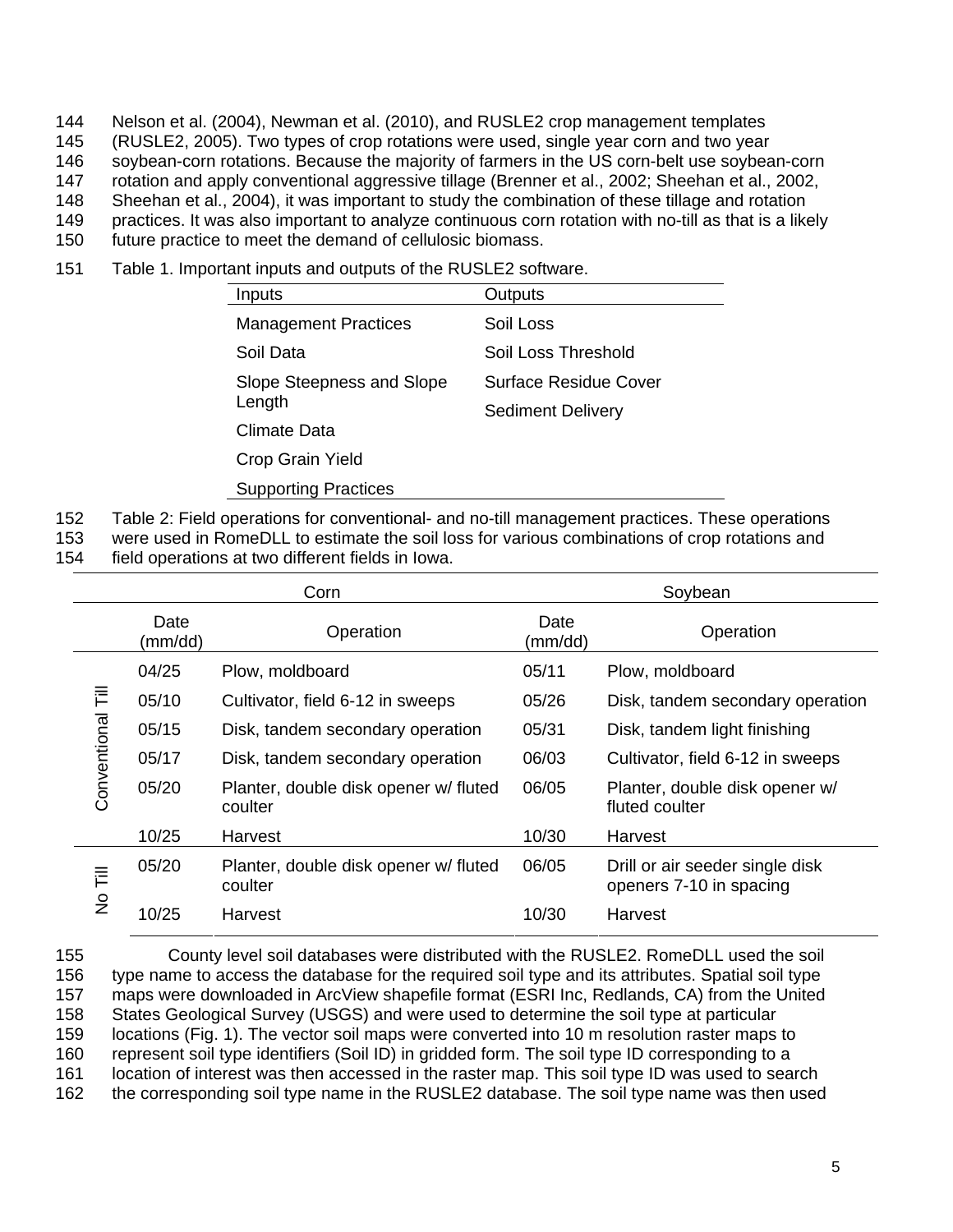Nelson et al. (2004), Newman et al. (2010), and RUSLE2 crop management templates (RUSLE2, 2005). Two types of crop rotations were used, single year corn and two year soybean-corn rotations. Because the majority of farmers in the US corn-belt use soybean-corn rotation and apply conventional aggressive tillage (Brenner et al., 2002; Sheehan et al., 2002, Sheehan et al., 2004), it was important to study the combination of these tillage and rotation practices. It was also important to analyze continuous corn rotation with no-till as that is a likely future practice to meet the demand of cellulosic biomass.

Table 1. Important inputs and outputs of the RUSLE2 software.

| Inputs | Outputs |
|---|---|
| Management Practices | Soil Loss |
| Soil Data | Soil Loss Threshold |
| Slope Steepness and Slope Length | Surface Residue Cover |
| Climate Data | Sediment Delivery |
| Crop Grain Yield | |
| Supporting Practices | |

Table 2: Field operations for conventional- and no-till management practices. These operations were used in RomeDLL to estimate the soil loss for various combinations of crop rotations and field operations at two different fields in Iowa.

| | Corn | | Soybean | |
|---|---|---|---|---|
| | Date (mm/dd) | Operation | Date (mm/dd) | Operation |
| Conventional Till | 04/25 | Plow, moldboard | 05/11 | Plow, moldboard |
| | 05/10 | Cultivator, field 6-12 in sweeps | 05/26 | Disk, tandem secondary operation |
| | 05/15 | Disk, tandem secondary operation | 05/31 | Disk, tandem light finishing |
| | 05/17 | Disk, tandem secondary operation | 06/03 | Cultivator, field 6-12 in sweeps |
| | 05/20 | Planter, double disk opener w/ fluted coulter | 06/05 | Planter, double disk opener w/ fluted coulter |
| | 10/25 | Harvest | 10/30 | Harvest |
| No Till | 05/20 | Planter, double disk opener w/ fluted coulter | 06/05 | Drill or air seeder single disk openers 7-10 in spacing |
| | 10/25 | Harvest | 10/30 | Harvest |

County level soil databases were distributed with the RUSLE2. RomeDLL used the soil type name to access the database for the required soil type and its attributes. Spatial soil type maps were downloaded in ArcView shapefile format (ESRI Inc, Redlands, CA) from the United States Geological Survey (USGS) and were used to determine the soil type at particular locations (Fig. 1). The vector soil maps were converted into 10 m resolution raster maps to represent soil type identifiers (Soil ID) in gridded form. The soil type ID corresponding to a location of interest was then accessed in the raster map. This soil type ID was used to search the corresponding soil type name in the RUSLE2 database. The soil type name was then used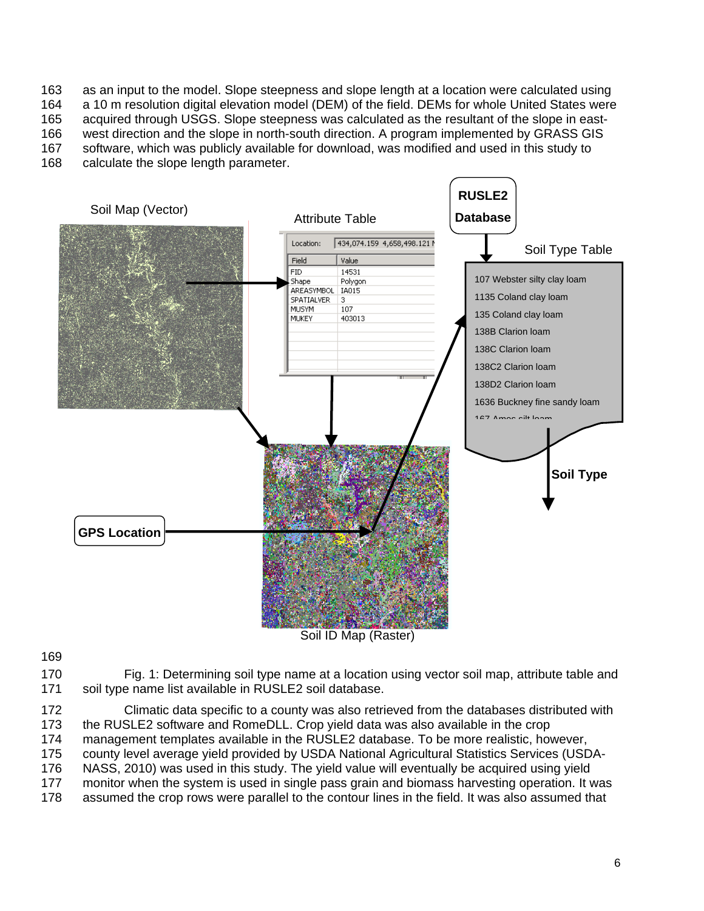as an input to the model. Slope steepness and slope length at a location were calculated using a 10 m resolution digital elevation model (DEM) of the field. DEMs for whole United States were acquired through USGS. Slope steepness was calculated as the resultant of the slope in east-west direction and the slope in north-south direction. A program implemented by GRASS GIS software, which was publicly available for download, was modified and used in this study to calculate the slope length parameter.

Fig. 1: Determining soil type name at a location using vector soil map, attribute table and soil type name list available in RUSLE2 soil database.

Climatic data specific to a county was also retrieved from the databases distributed with the RUSLE2 software and RomeDLL. Crop yield data was also available in the crop management templates available in the RUSLE2 database. To be more realistic, however, county level average yield provided by USDA National Agricultural Statistics Services (USDA-NASS, 2010) was used in this study. The yield value will eventually be acquired using yield monitor when the system is used in single pass grain and biomass harvesting operation. It was assumed the crop rows were parallel to the contour lines in the field. It was also assumed that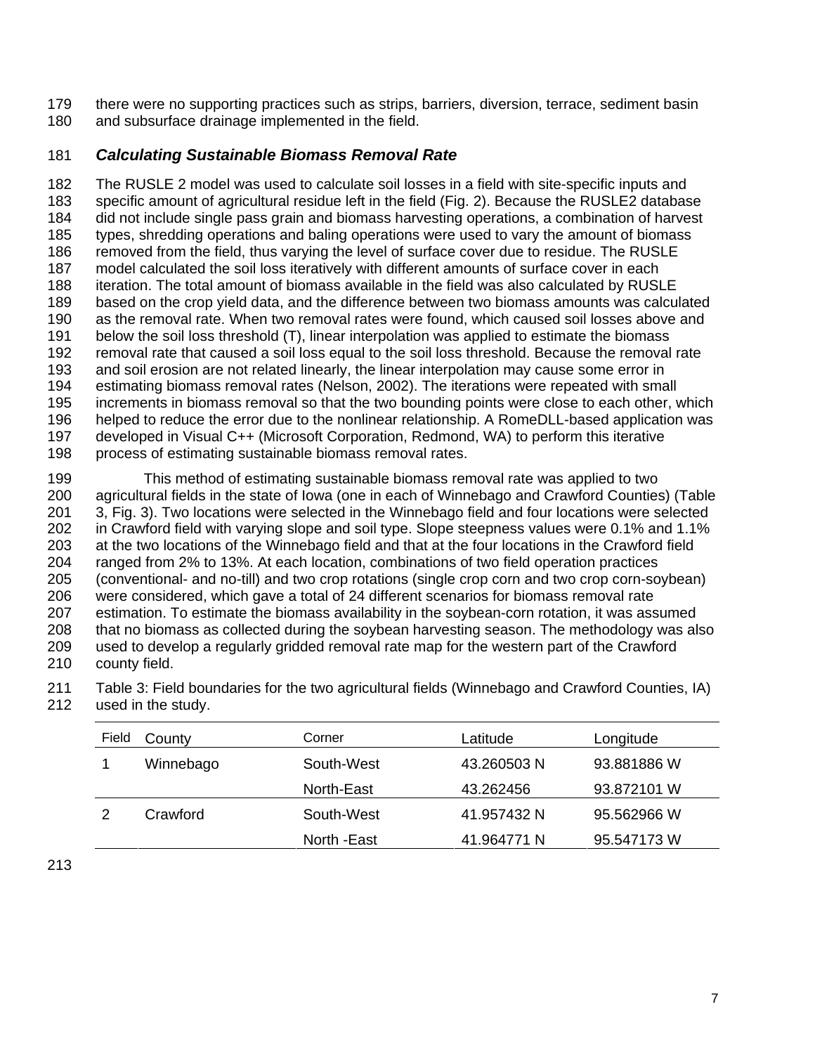there were no supporting practices such as strips, barriers, diversion, terrace, sediment basin and subsurface drainage implemented in the field.

### *Calculating Sustainable Biomass Removal Rate*

The RUSLE 2 model was used to calculate soil losses in a field with site-specific inputs and specific amount of agricultural residue left in the field (Fig. 2). Because the RUSLE2 database did not include single pass grain and biomass harvesting operations, a combination of harvest types, shredding operations and baling operations were used to vary the amount of biomass removed from the field, thus varying the level of surface cover due to residue. The RUSLE model calculated the soil loss iteratively with different amounts of surface cover in each iteration. The total amount of biomass available in the field was also calculated by RUSLE based on the crop yield data, and the difference between two biomass amounts was calculated as the removal rate. When two removal rates were found, which caused soil losses above and below the soil loss threshold (T), linear interpolation was applied to estimate the biomass removal rate that caused a soil loss equal to the soil loss threshold. Because the removal rate and soil erosion are not related linearly, the linear interpolation may cause some error in estimating biomass removal rates (Nelson, 2002). The iterations were repeated with small increments in biomass removal so that the two bounding points were close to each other, which helped to reduce the error due to the nonlinear relationship. A RomeDLL-based application was developed in Visual C++ (Microsoft Corporation, Redmond, WA) to perform this iterative process of estimating sustainable biomass removal rates.

This method of estimating sustainable biomass removal rate was applied to two agricultural fields in the state of Iowa (one in each of Winnebago and Crawford Counties) (Table 3, Fig. 3). Two locations were selected in the Winnebago field and four locations were selected in Crawford field with varying slope and soil type. Slope steepness values were 0.1% and 1.1% at the two locations of the Winnebago field and that at the four locations in the Crawford field ranged from 2% to 13%. At each location, combinations of two field operation practices (conventional- and no-till) and two crop rotations (single crop corn and two crop corn-soybean) were considered, which gave a total of 24 different scenarios for biomass removal rate estimation. To estimate the biomass availability in the soybean-corn rotation, it was assumed that no biomass as collected during the soybean harvesting season. The methodology was also used to develop a regularly gridded removal rate map for the western part of the Crawford county field.

Table 3: Field boundaries for the two agricultural fields (Winnebago and Crawford Counties, IA) used in the study.

| Field | County | Corner | Latitude | Longitude |
|---|---|---|---|---|
| 1 | Winnebago | South-West | 43.260503 N | 93.881886 W |
| | | North-East | 43.262456 | 93.872101 W |
| 2 | Crawford | South-West | 41.957432 N | 95.562966 W |
| | | North -East | 41.964771 N | 95.547173 W |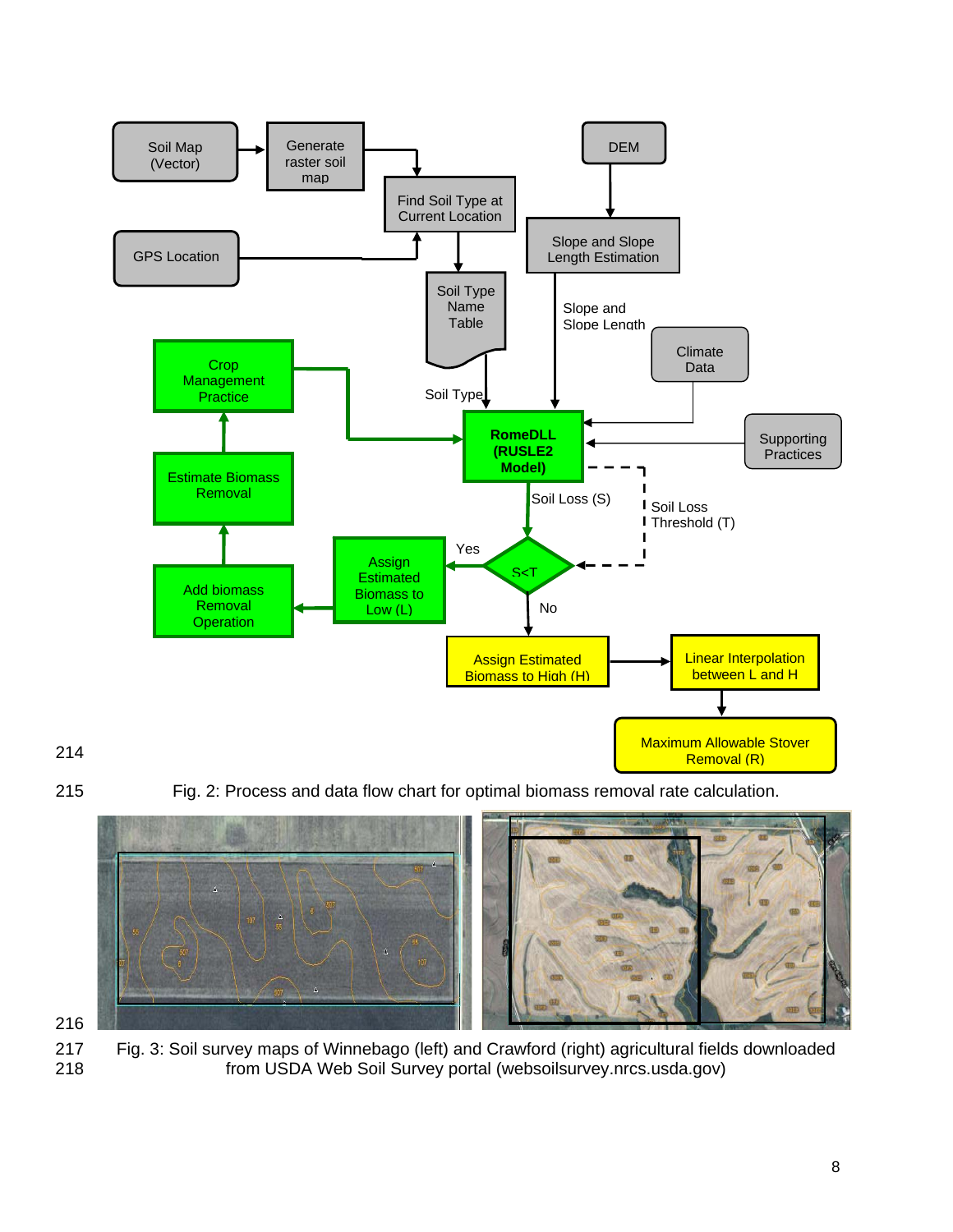Fig. 2: Process and data flow chart for optimal biomass removal rate calculation.

Fig. 3: Soil survey maps of Winnebago (left) and Crawford (right) agricultural fields downloaded from USDA Web Soil Survey portal (websoilsurvey.nrcs.usda.gov)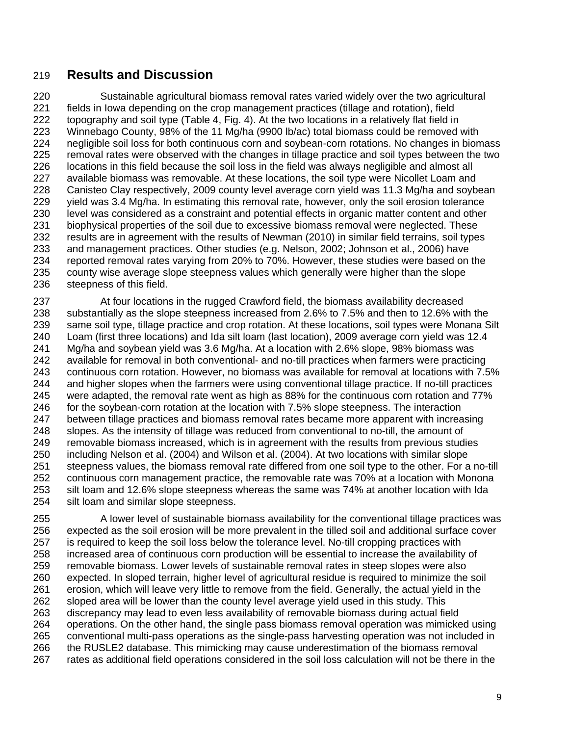## Results and Discussion

Sustainable agricultural biomass removal rates varied widely over the two agricultural fields in Iowa depending on the crop management practices (tillage and rotation), field topography and soil type (Table 4, Fig. 4). At the two locations in a relatively flat field in Winnebago County, 98% of the 11 Mg/ha (9900 lb/ac) total biomass could be removed with negligible soil loss for both continuous corn and soybean-corn rotations. No changes in biomass removal rates were observed with the changes in tillage practice and soil types between the two locations in this field because the soil loss in the field was always negligible and almost all available biomass was removable. At these locations, the soil type were Nicollet Loam and Canisteo Clay respectively, 2009 county level average corn yield was 11.3 Mg/ha and soybean yield was 3.4 Mg/ha. In estimating this removal rate, however, only the soil erosion tolerance level was considered as a constraint and potential effects in organic matter content and other biophysical properties of the soil due to excessive biomass removal were neglected. These results are in agreement with the results of Newman (2010) in similar field terrains, soil types and management practices. Other studies (e.g. Nelson, 2002; Johnson et al., 2006) have reported removal rates varying from 20% to 70%. However, these studies were based on the county wise average slope steepness values which generally were higher than the slope steepness of this field.

At four locations in the rugged Crawford field, the biomass availability decreased substantially as the slope steepness increased from 2.6% to 7.5% and then to 12.6% with the same soil type, tillage practice and crop rotation. At these locations, soil types were Monana Silt Loam (first three locations) and Ida silt loam (last location), 2009 average corn yield was 12.4 Mg/ha and soybean yield was 3.6 Mg/ha. At a location with 2.6% slope, 98% biomass was available for removal in both conventional- and no-till practices when farmers were practicing continuous corn rotation. However, no biomass was available for removal at locations with 7.5% and higher slopes when the farmers were using conventional tillage practice. If no-till practices were adapted, the removal rate went as high as 88% for the continuous corn rotation and 77% for the soybean-corn rotation at the location with 7.5% slope steepness. The interaction between tillage practices and biomass removal rates became more apparent with increasing slopes. As the intensity of tillage was reduced from conventional to no-till, the amount of removable biomass increased, which is in agreement with the results from previous studies including Nelson et al. (2004) and Wilson et al. (2004). At two locations with similar slope steepness values, the biomass removal rate differed from one soil type to the other. For a no-till continuous corn management practice, the removable rate was 70% at a location with Monona silt loam and 12.6% slope steepness whereas the same was 74% at another location with Ida silt loam and similar slope steepness.

A lower level of sustainable biomass availability for the conventional tillage practices was expected as the soil erosion will be more prevalent in the tilled soil and additional surface cover is required to keep the soil loss below the tolerance level. No-till cropping practices with increased area of continuous corn production will be essential to increase the availability of removable biomass. Lower levels of sustainable removal rates in steep slopes were also expected. In sloped terrain, higher level of agricultural residue is required to minimize the soil erosion, which will leave very little to remove from the field. Generally, the actual yield in the sloped area will be lower than the county level average yield used in this study. This discrepancy may lead to even less availability of removable biomass during actual field operations. On the other hand, the single pass biomass removal operation was mimicked using conventional multi-pass operations as the single-pass harvesting operation was not included in the RUSLE2 database. This mimicking may cause underestimation of the biomass removal rates as additional field operations considered in the soil loss calculation will not be there in the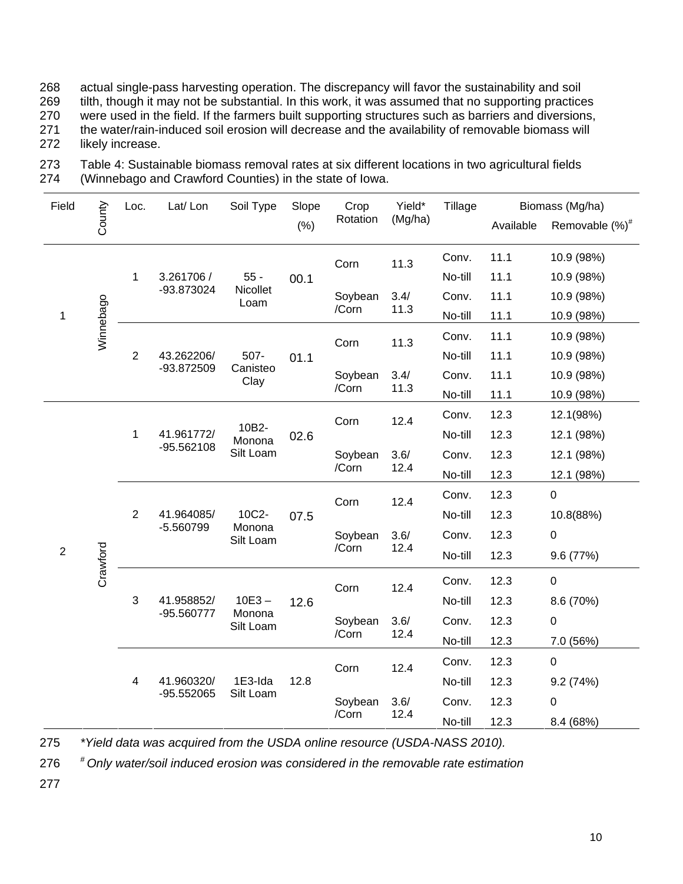268 actual single-pass harvesting operation. The discrepancy will favor the sustainability and soil
269 tilth, though it may not be substantial. In this work, it was assumed that no supporting practices
270 were used in the field. If the farmers built supporting structures such as barriers and diversions,
271 the water/rain-induced soil erosion will decrease and the availability of removable biomass will
272 likely increase.

273 Table 4: Sustainable biomass removal rates at six different locations in two agricultural fields
274 (Winnebago and Crawford Counties) in the state of Iowa.

| Field | County | Loc. | Lat/ Lon | Soil Type | Slope (%) | Crop Rotation | Yield* (Mg/ha) | Tillage | Biomass (Mg/ha) | |
|---|---|---|---|---|---|---|---|---|---|---|
| | | | | | | | | | Available | Removable (%)[#] |
| 1 | Winnebago | 1 | 3.261706 / -93.873024 | 55 - Nicollet Loam | 00.1 | Corn | 11.3 | Conv. | 11.1 | 10.9 (98%) |
| | | | | | | | | No-till | 11.1 | 10.9 (98%) |
| | | | | | | Soybean /Corn | 3.4/ 11.3 | Conv. | 11.1 | 10.9 (98%) |
| | | | | | | | | No-till | 11.1 | 10.9 (98%) |
| | | 2 | 43.262206/ -93.872509 | 507- Canisteo Clay | 01.1 | Corn | 11.3 | Conv. | 11.1 | 10.9 (98%) |
| | | | | | | | | No-till | 11.1 | 10.9 (98%) |
| | | | | | | Soybean /Corn | 3.4/ 11.3 | Conv. | 11.1 | 10.9 (98%) |
| | | | | | | | | No-till | 11.1 | 10.9 (98%) |
| 2 | Crawford | 1 | 41.961772/ -95.562108 | 10B2- Monona Silt Loam | 02.6 | Corn | 12.4 | Conv. | 12.3 | 12.1(98%) |
| | | | | | | | | No-till | 12.3 | 12.1 (98%) |
| | | | | | | Soybean /Corn | 3.6/ 12.4 | Conv. | 12.3 | 12.1 (98%) |
| | | | | | | | | No-till | 12.3 | 12.1 (98%) |
| | | 2 | 41.964085/ -5.560799 | 10C2- Monona Silt Loam | 07.5 | Corn | 12.4 | Conv. | 12.3 | 0 |
| | | | | | | | | No-till | 12.3 | 10.8(88%) |
| | | | | | | Soybean /Corn | 3.6/ 12.4 | Conv. | 12.3 | 0 |
| | | | | | | | | No-till | 12.3 | 9.6 (77%) |
| | | 3 | 41.958852/ -95.560777 | 10E3 – Monona Silt Loam | 12.6 | Corn | 12.4 | Conv. | 12.3 | 0 |
| | | | | | | | | No-till | 12.3 | 8.6 (70%) |
| | | | | | | Soybean /Corn | 3.6/ 12.4 | Conv. | 12.3 | 0 |
| | | | | | | | | No-till | 12.3 | 7.0 (56%) |
| | | 4 | 41.960320/ -95.552065 | 1E3-Ida Silt Loam | 12.8 | Corn | 12.4 | Conv. | 12.3 | 0 |
| | | | | | | | | No-till | 12.3 | 9.2 (74%) |
| | | | | | | Soybean /Corn | 3.6/ 12.4 | Conv. | 12.3 | 0 |
| | | | | | | | | No-till | 12.3 | 8.4 (68%) |

275 *Yield data was acquired from the USDA online resource (USDA-NASS 2010).*

276 [#] *Only water/soil induced erosion was considered in the removable rate estimation*

277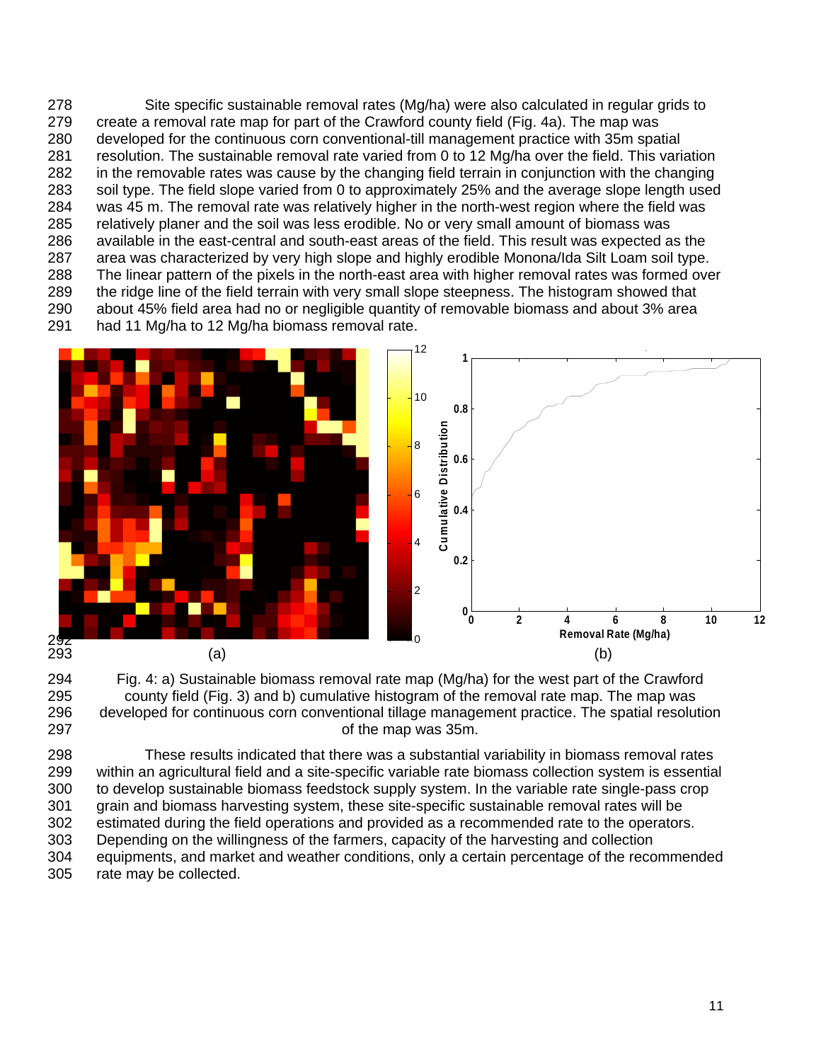Site specific sustainable removal rates (Mg/ha) were also calculated in regular grids to create a removal rate map for part of the Crawford county field (Fig. 4a). The map was developed for the continuous corn conventional-till management practice with 35m spatial resolution. The sustainable removal rate varied from 0 to 12 Mg/ha over the field. This variation in the removable rates was cause by the changing field terrain in conjunction with the changing soil type. The field slope varied from 0 to approximately 25% and the average slope length used was 45 m. The removal rate was relatively higher in the north-west region where the field was relatively planer and the soil was less erodible. No or very small amount of biomass was available in the east-central and south-east areas of the field. This result was expected as the area was characterized by very high slope and highly erodible Monona/Ida Silt Loam soil type. The linear pattern of the pixels in the north-east area with higher removal rates was formed over the ridge line of the field terrain with very small slope steepness. The histogram showed that about 45% field area had no or negligible quantity of removable biomass and about 3% area had 11 Mg/ha to 12 Mg/ha biomass removal rate.

(a) (b)

Fig. 4: a) Sustainable biomass removal rate map (Mg/ha) for the west part of the Crawford county field (Fig. 3) and b) cumulative histogram of the removal rate map. The map was developed for continuous corn conventional tillage management practice. The spatial resolution of the map was 35m.

These results indicated that there was a substantial variability in biomass removal rates within an agricultural field and a site-specific variable rate biomass collection system is essential to develop sustainable biomass feedstock supply system. In the variable rate single-pass crop grain and biomass harvesting system, these site-specific sustainable removal rates will be estimated during the field operations and provided as a recommended rate to the operators. Depending on the willingness of the farmers, capacity of the harvesting and collection equipments, and market and weather conditions, only a certain percentage of the recommended rate may be collected.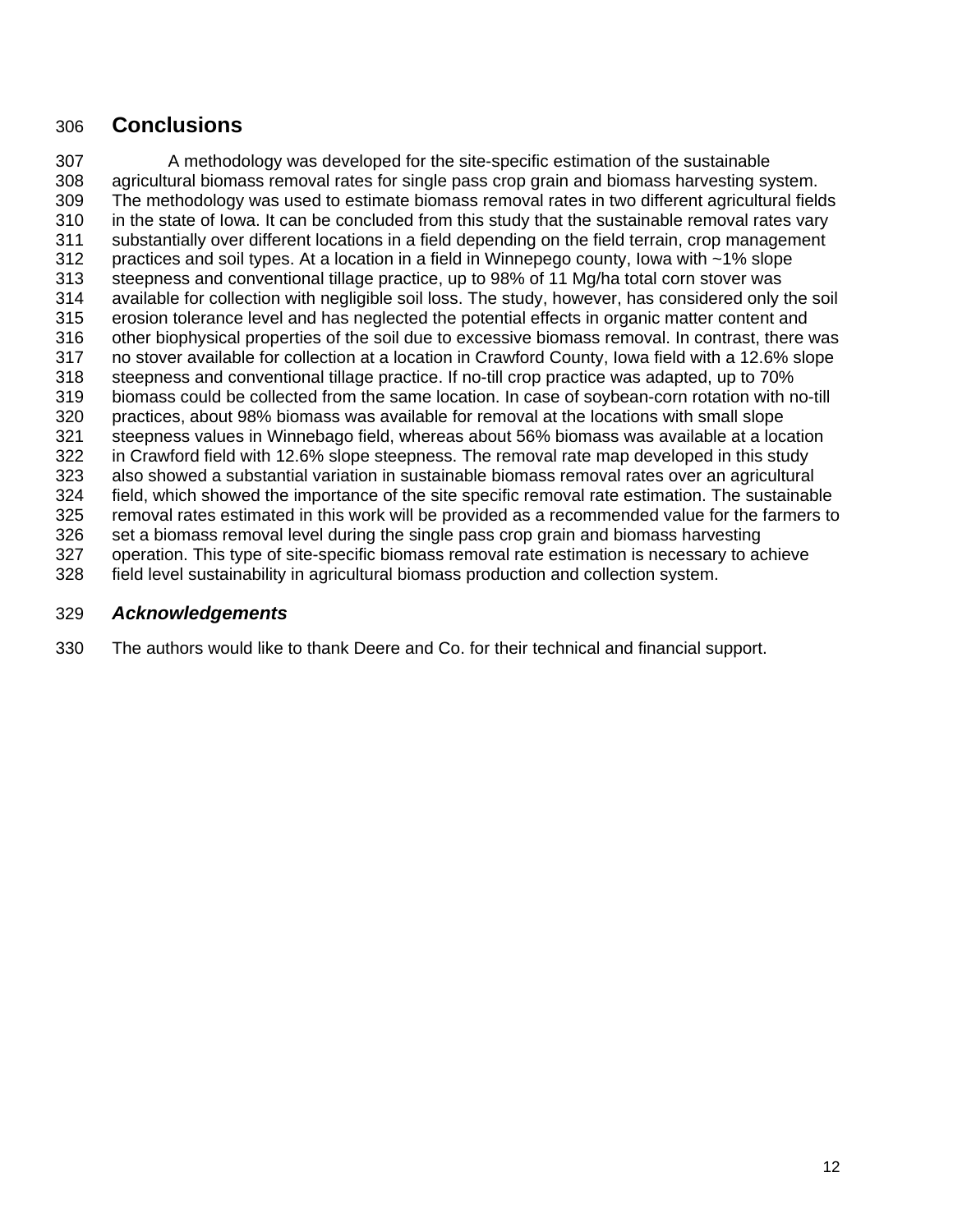## Conclusions

A methodology was developed for the site-specific estimation of the sustainable agricultural biomass removal rates for single pass crop grain and biomass harvesting system. The methodology was used to estimate biomass removal rates in two different agricultural fields in the state of Iowa. It can be concluded from this study that the sustainable removal rates vary substantially over different locations in a field depending on the field terrain, crop management practices and soil types. At a location in a field in Winnepego county, Iowa with ~1% slope steepness and conventional tillage practice, up to 98% of 11 Mg/ha total corn stover was available for collection with negligible soil loss. The study, however, has considered only the soil erosion tolerance level and has neglected the potential effects in organic matter content and other biophysical properties of the soil due to excessive biomass removal. In contrast, there was no stover available for collection at a location in Crawford County, Iowa field with a 12.6% slope steepness and conventional tillage practice. If no-till crop practice was adapted, up to 70% biomass could be collected from the same location. In case of soybean-corn rotation with no-till practices, about 98% biomass was available for removal at the locations with small slope steepness values in Winnebago field, whereas about 56% biomass was available at a location in Crawford field with 12.6% slope steepness. The removal rate map developed in this study also showed a substantial variation in sustainable biomass removal rates over an agricultural field, which showed the importance of the site specific removal rate estimation. The sustainable removal rates estimated in this work will be provided as a recommended value for the farmers to set a biomass removal level during the single pass crop grain and biomass harvesting operation. This type of site-specific biomass removal rate estimation is necessary to achieve field level sustainability in agricultural biomass production and collection system.

### *Acknowledgements*

The authors would like to thank Deere and Co. for their technical and financial support.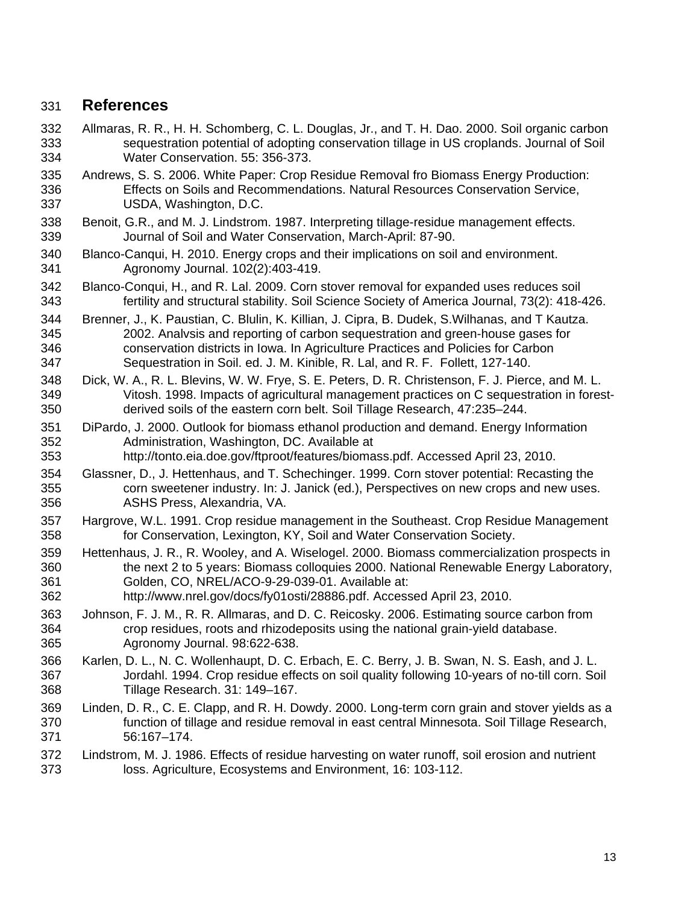## References

Allmaras, R. R., H. H. Schomberg, C. L. Douglas, Jr., and T. H. Dao. 2000. Soil organic carbon sequestration potential of adopting conservation tillage in US croplands. Journal of Soil Water Conservation. 55: 356-373.

Andrews, S. S. 2006. White Paper: Crop Residue Removal fro Biomass Energy Production: Effects on Soils and Recommendations. Natural Resources Conservation Service, USDA, Washington, D.C.

Benoit, G.R., and M. J. Lindstrom. 1987. Interpreting tillage-residue management effects. Journal of Soil and Water Conservation, March-April: 87-90.

Blanco-Canqui, H. 2010. Energy crops and their implications on soil and environment. Agronomy Journal. 102(2):403-419.

Blanco-Conqui, H., and R. Lal. 2009. Corn stover removal for expanded uses reduces soil fertility and structural stability. Soil Science Society of America Journal, 73(2): 418-426.

Brenner, J., K. Paustian, C. Blulin, K. Killian, J. Cipra, B. Dudek, S.Wilhanas, and T Kautza. 2002. Analvsis and reporting of carbon sequestration and green-house gases for conservation districts in Iowa. In Agriculture Practices and Policies for Carbon Sequestration in Soil. ed. J. M. Kinible, R. Lal, and R. F. Follett, 127-140.

Dick, W. A., R. L. Blevins, W. W. Frye, S. E. Peters, D. R. Christenson, F. J. Pierce, and M. L. Vitosh. 1998. Impacts of agricultural management practices on C sequestration in forest-derived soils of the eastern corn belt. Soil Tillage Research, 47:235–244.

DiPardo, J. 2000. Outlook for biomass ethanol production and demand. Energy Information Administration, Washington, DC. Available at http://tonto.eia.doe.gov/ftproot/features/biomass.pdf. Accessed April 23, 2010.

Glassner, D., J. Hettenhaus, and T. Schechinger. 1999. Corn stover potential: Recasting the corn sweetener industry. In: J. Janick (ed.), Perspectives on new crops and new uses. ASHS Press, Alexandria, VA.

Hargrove, W.L. 1991. Crop residue management in the Southeast. Crop Residue Management for Conservation, Lexington, KY, Soil and Water Conservation Society.

Hettenhaus, J. R., R. Wooley, and A. Wiselogel. 2000. Biomass commercialization prospects in the next 2 to 5 years: Biomass colloquies 2000. National Renewable Energy Laboratory, Golden, CO, NREL/ACO-9-29-039-01. Available at: http://www.nrel.gov/docs/fy01osti/28886.pdf. Accessed April 23, 2010.

Johnson, F. J. M., R. R. Allmaras, and D. C. Reicosky. 2006. Estimating source carbon from crop residues, roots and rhizodeposits using the national grain-yield database. Agronomy Journal. 98:622-638.

Karlen, D. L., N. C. Wollenhaupt, D. C. Erbach, E. C. Berry, J. B. Swan, N. S. Eash, and J. L. Jordahl. 1994. Crop residue effects on soil quality following 10-years of no-till corn. Soil Tillage Research. 31: 149–167.

Linden, D. R., C. E. Clapp, and R. H. Dowdy. 2000. Long-term corn grain and stover yields as a function of tillage and residue removal in east central Minnesota. Soil Tillage Research, 56:167–174.

Lindstrom, M. J. 1986. Effects of residue harvesting on water runoff, soil erosion and nutrient loss. Agriculture, Ecosystems and Environment, 16: 103-112.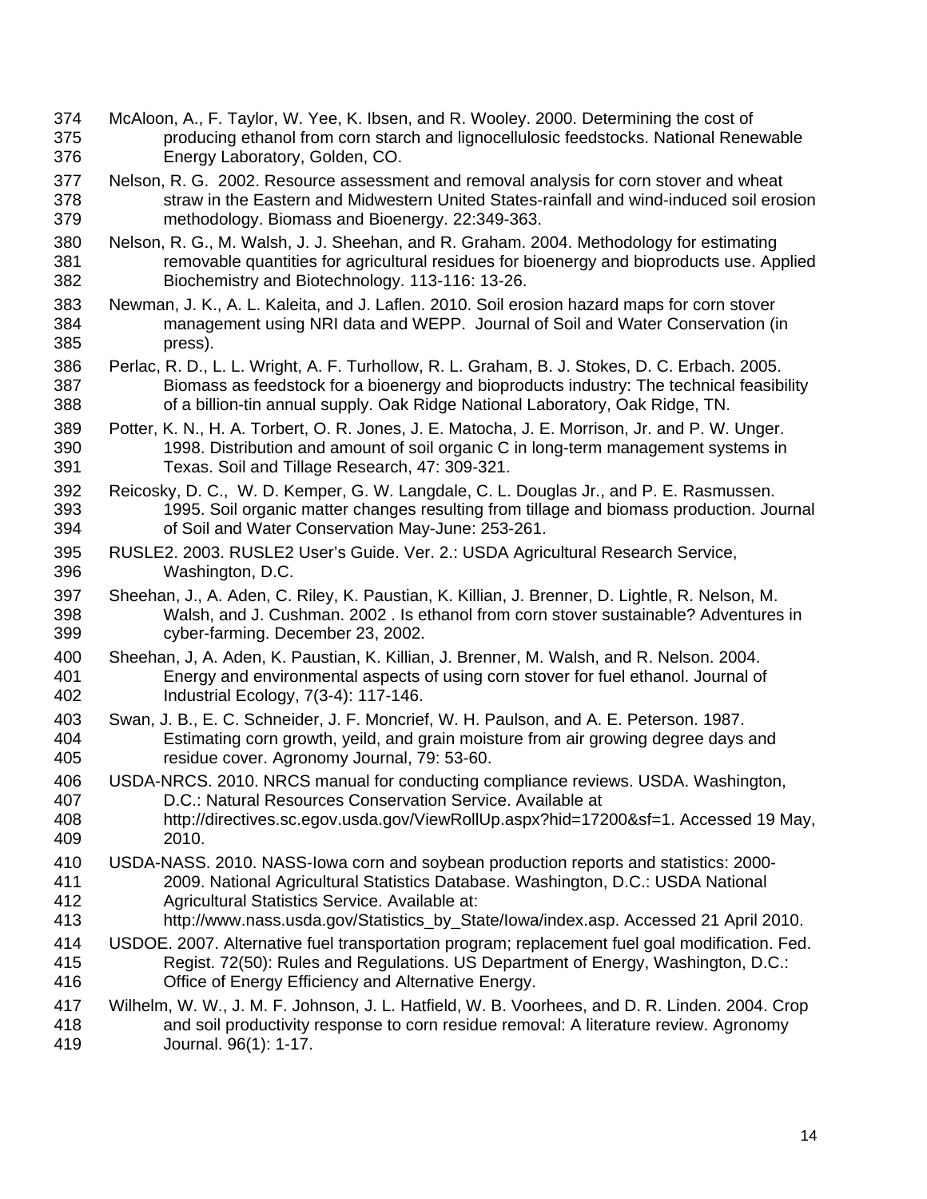McAloon, A., F. Taylor, W. Yee, K. Ibsen, and R. Wooley. 2000. Determining the cost of producing ethanol from corn starch and lignocellulosic feedstocks. National Renewable Energy Laboratory, Golden, CO.

Nelson, R. G. 2002. Resource assessment and removal analysis for corn stover and wheat straw in the Eastern and Midwestern United States-rainfall and wind-induced soil erosion methodology. Biomass and Bioenergy. 22:349-363.

Nelson, R. G., M. Walsh, J. J. Sheehan, and R. Graham. 2004. Methodology for estimating removable quantities for agricultural residues for bioenergy and bioproducts use. Applied Biochemistry and Biotechnology. 113-116: 13-26.

Newman, J. K., A. L. Kaleita, and J. Laflen. 2010. Soil erosion hazard maps for corn stover management using NRI data and WEPP. Journal of Soil and Water Conservation (in press).

Perlac, R. D., L. L. Wright, A. F. Turhollow, R. L. Graham, B. J. Stokes, D. C. Erbach. 2005. Biomass as feedstock for a bioenergy and bioproducts industry: The technical feasibility of a billion-tin annual supply. Oak Ridge National Laboratory, Oak Ridge, TN.

Potter, K. N., H. A. Torbert, O. R. Jones, J. E. Matocha, J. E. Morrison, Jr. and P. W. Unger. 1998. Distribution and amount of soil organic C in long-term management systems in Texas. Soil and Tillage Research, 47: 309-321.

Reicosky, D. C., W. D. Kemper, G. W. Langdale, C. L. Douglas Jr., and P. E. Rasmussen. 1995. Soil organic matter changes resulting from tillage and biomass production. Journal of Soil and Water Conservation May-June: 253-261.

RUSLE2. 2003. RUSLE2 User's Guide. Ver. 2.: USDA Agricultural Research Service, Washington, D.C.

Sheehan, J., A. Aden, C. Riley, K. Paustian, K. Killian, J. Brenner, D. Lightle, R. Nelson, M. Walsh, and J. Cushman. 2002 . Is ethanol from corn stover sustainable? Adventures in cyber-farming. December 23, 2002.

Sheehan, J, A. Aden, K. Paustian, K. Killian, J. Brenner, M. Walsh, and R. Nelson. 2004. Energy and environmental aspects of using corn stover for fuel ethanol. Journal of Industrial Ecology, 7(3-4): 117-146.

Swan, J. B., E. C. Schneider, J. F. Moncrief, W. H. Paulson, and A. E. Peterson. 1987. Estimating corn growth, yeild, and grain moisture from air growing degree days and residue cover. Agronomy Journal, 79: 53-60.

USDA-NRCS. 2010. NRCS manual for conducting compliance reviews. USDA. Washington, D.C.: Natural Resources Conservation Service. Available at http://directives.sc.egov.usda.gov/ViewRollUp.aspx?hid=17200&sf=1. Accessed 19 May, 2010.

USDA-NASS. 2010. NASS-Iowa corn and soybean production reports and statistics: 2000-2009. National Agricultural Statistics Database. Washington, D.C.: USDA National Agricultural Statistics Service. Available at: http://www.nass.usda.gov/Statistics_by_State/Iowa/index.asp. Accessed 21 April 2010.

USDOE. 2007. Alternative fuel transportation program; replacement fuel goal modification. Fed. Regist. 72(50): Rules and Regulations. US Department of Energy, Washington, D.C.: Office of Energy Efficiency and Alternative Energy.

Wilhelm, W. W., J. M. F. Johnson, J. L. Hatfield, W. B. Voorhees, and D. R. Linden. 2004. Crop and soil productivity response to corn residue removal: A literature review. Agronomy Journal. 96(1): 1-17.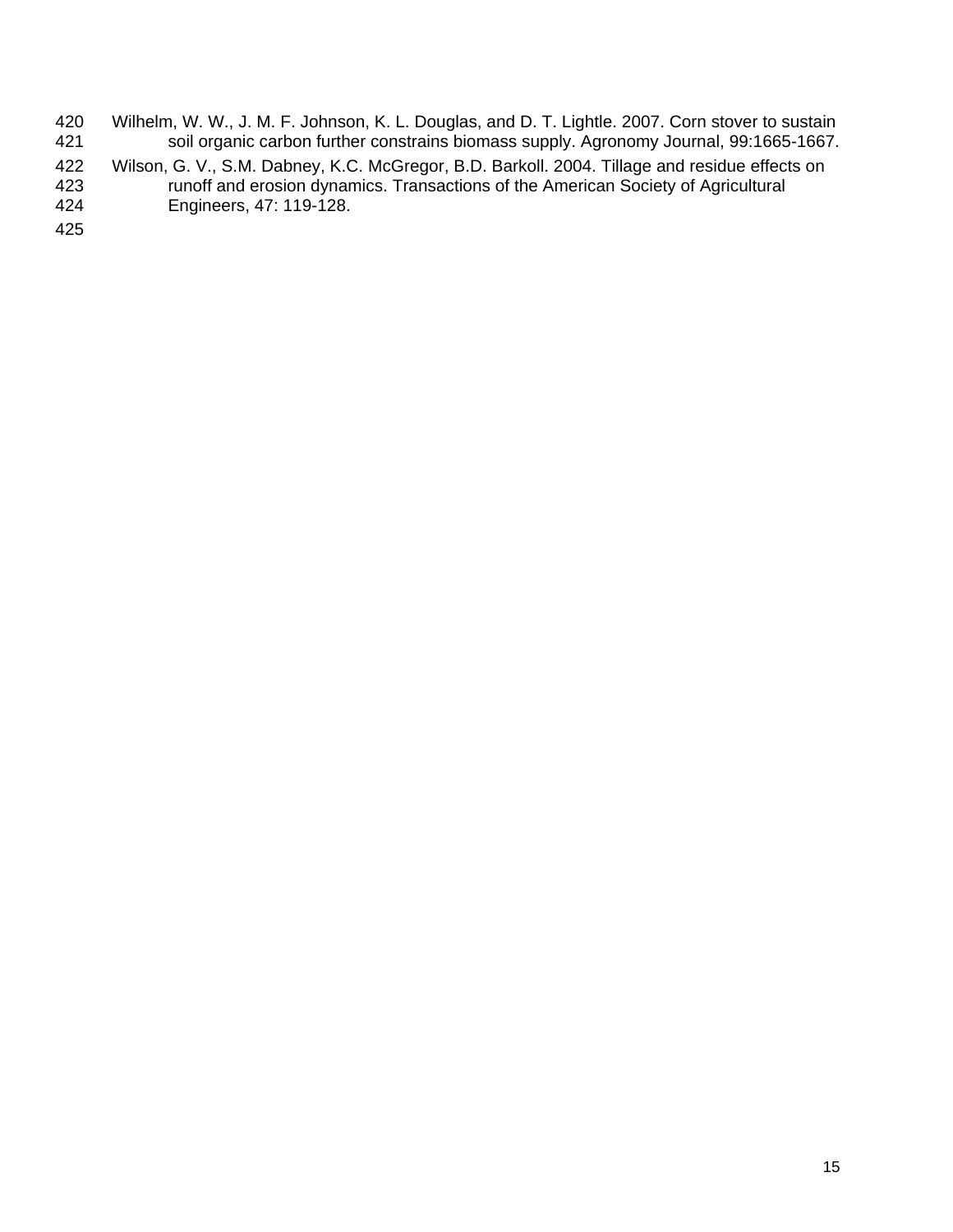Wilhelm, W. W., J. M. F. Johnson, K. L. Douglas, and D. T. Lightle. 2007. Corn stover to sustain soil organic carbon further constrains biomass supply. Agronomy Journal, 99:1665-1667.

Wilson, G. V., S.M. Dabney, K.C. McGregor, B.D. Barkoll. 2004. Tillage and residue effects on runoff and erosion dynamics. Transactions of the American Society of Agricultural Engineers, 47: 119-128.